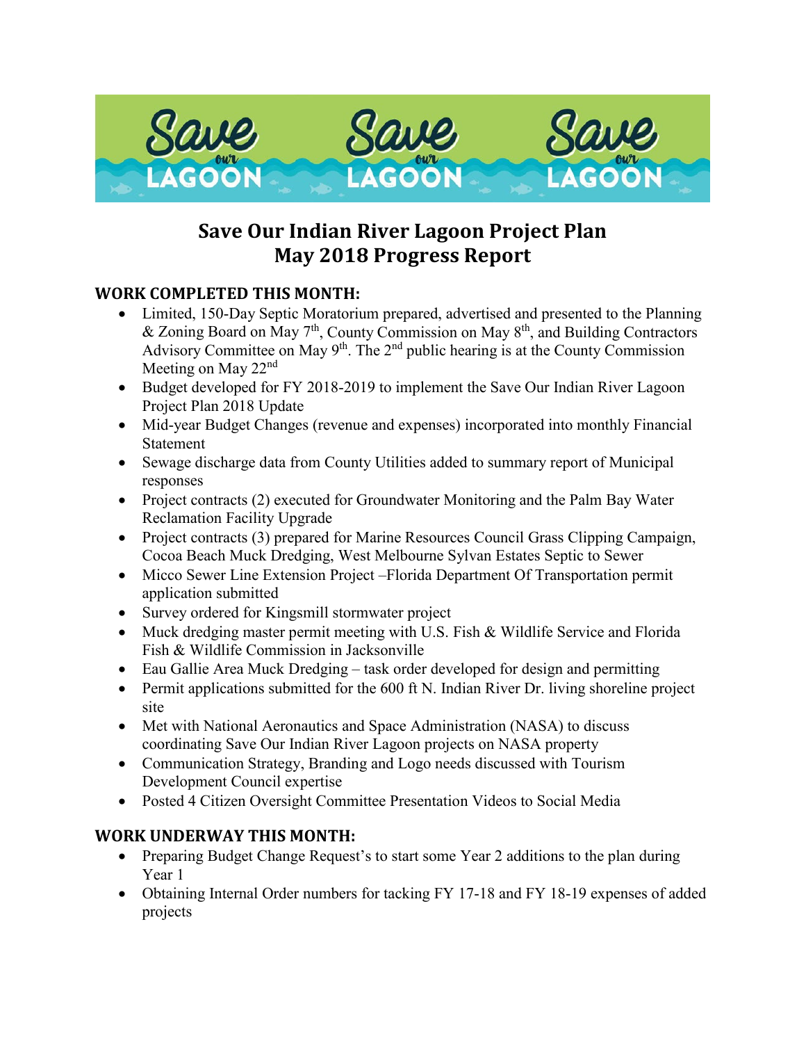# Save Our Indian River Lagoon Project Plan
# May 2018 Progress Report

## WORK COMPLETED THIS MONTH:

- Limited, 150-Day Septic Moratorium prepared, advertised and presented to the Planning & Zoning Board on May 7th, County Commission on May 8th, and Building Contractors Advisory Committee on May 9th. The 2nd public hearing is at the County Commission Meeting on May 22nd
- Budget developed for FY 2018-2019 to implement the Save Our Indian River Lagoon Project Plan 2018 Update
- Mid-year Budget Changes (revenue and expenses) incorporated into monthly Financial Statement
- Sewage discharge data from County Utilities added to summary report of Municipal responses
- Project contracts (2) executed for Groundwater Monitoring and the Palm Bay Water Reclamation Facility Upgrade
- Project contracts (3) prepared for Marine Resources Council Grass Clipping Campaign, Cocoa Beach Muck Dredging, West Melbourne Sylvan Estates Septic to Sewer
- Micco Sewer Line Extension Project –Florida Department Of Transportation permit application submitted
- Survey ordered for Kingsmill stormwater project
- Muck dredging master permit meeting with U.S. Fish & Wildlife Service and Florida Fish & Wildlife Commission in Jacksonville
- Eau Gallie Area Muck Dredging – task order developed for design and permitting
- Permit applications submitted for the 600 ft N. Indian River Dr. living shoreline project site
- Met with National Aeronautics and Space Administration (NASA) to discuss coordinating Save Our Indian River Lagoon projects on NASA property
- Communication Strategy, Branding and Logo needs discussed with Tourism Development Council expertise
- Posted 4 Citizen Oversight Committee Presentation Videos to Social Media

## WORK UNDERWAY THIS MONTH:

- Preparing Budget Change Request's to start some Year 2 additions to the plan during Year 1
- Obtaining Internal Order numbers for tacking FY 17-18 and FY 18-19 expenses of added projects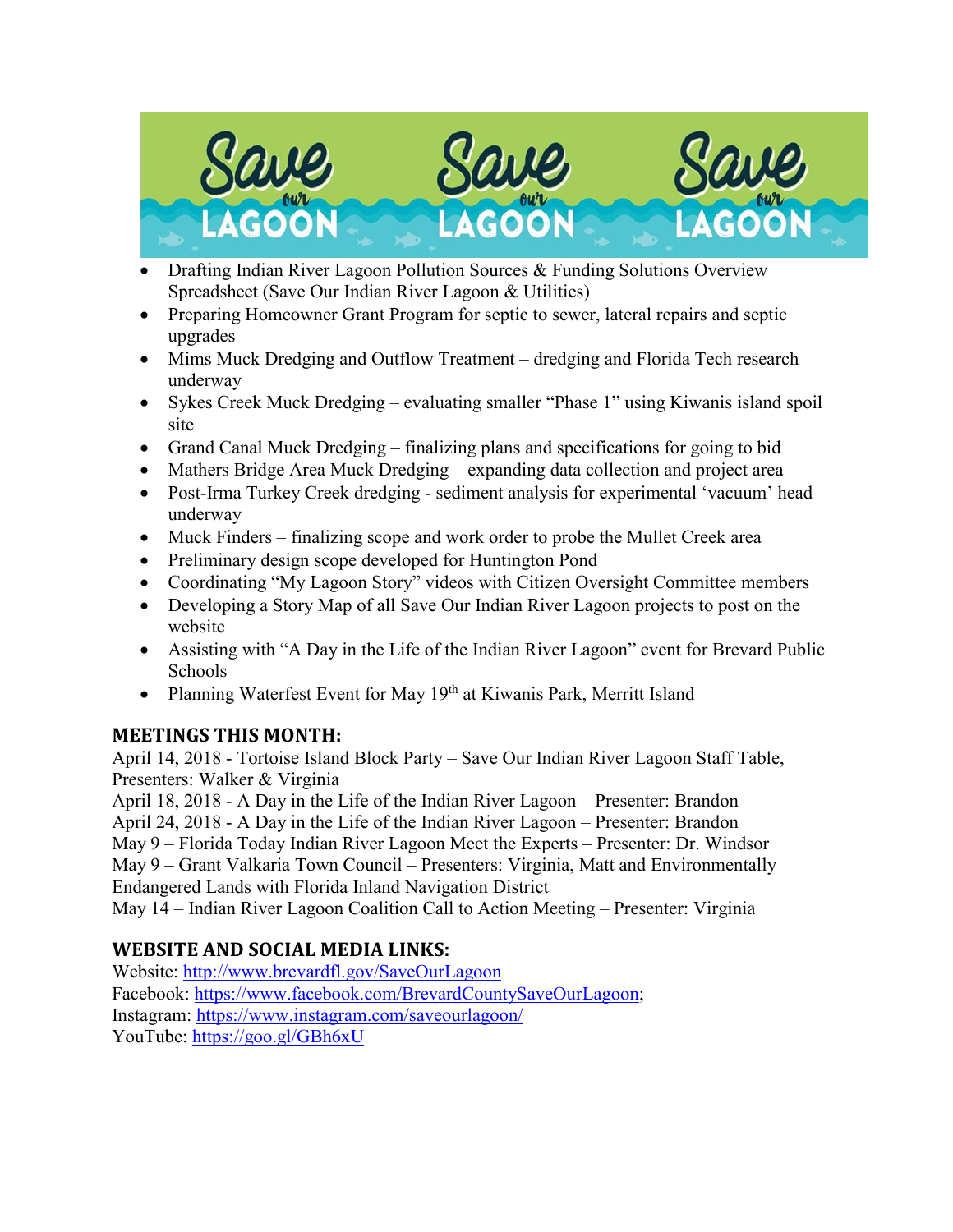- Drafting Indian River Lagoon Pollution Sources & Funding Solutions Overview Spreadsheet (Save Our Indian River Lagoon & Utilities)
- Preparing Homeowner Grant Program for septic to sewer, lateral repairs and septic upgrades
- Mims Muck Dredging and Outflow Treatment – dredging and Florida Tech research underway
- Sykes Creek Muck Dredging – evaluating smaller "Phase 1" using Kiwanis island spoil site
- Grand Canal Muck Dredging – finalizing plans and specifications for going to bid
- Mathers Bridge Area Muck Dredging – expanding data collection and project area
- Post-Irma Turkey Creek dredging - sediment analysis for experimental 'vacuum' head underway
- Muck Finders – finalizing scope and work order to probe the Mullet Creek area
- Preliminary design scope developed for Huntington Pond
- Coordinating "My Lagoon Story" videos with Citizen Oversight Committee members
- Developing a Story Map of all Save Our Indian River Lagoon projects to post on the website
- Assisting with "A Day in the Life of the Indian River Lagoon" event for Brevard Public Schools
- Planning Waterfest Event for May 19th at Kiwanis Park, Merritt Island

## MEETINGS THIS MONTH:

April 14, 2018 - Tortoise Island Block Party – Save Our Indian River Lagoon Staff Table, Presenters: Walker & Virginia
April 18, 2018 - A Day in the Life of the Indian River Lagoon – Presenter: Brandon
April 24, 2018 - A Day in the Life of the Indian River Lagoon – Presenter: Brandon
May 9 – Florida Today Indian River Lagoon Meet the Experts – Presenter: Dr. Windsor
May 9 – Grant Valkaria Town Council – Presenters: Virginia, Matt and Environmentally Endangered Lands with Florida Inland Navigation District
May 14 – Indian River Lagoon Coalition Call to Action Meeting – Presenter: Virginia

## WEBSITE AND SOCIAL MEDIA LINKS:

Website: http://www.brevardfl.gov/SaveOurLagoon
Facebook: https://www.facebook.com/BrevardCountySaveOurLagoon;
Instagram: https://www.instagram.com/saveourlagoon/
YouTube: https://goo.gl/GBh6xU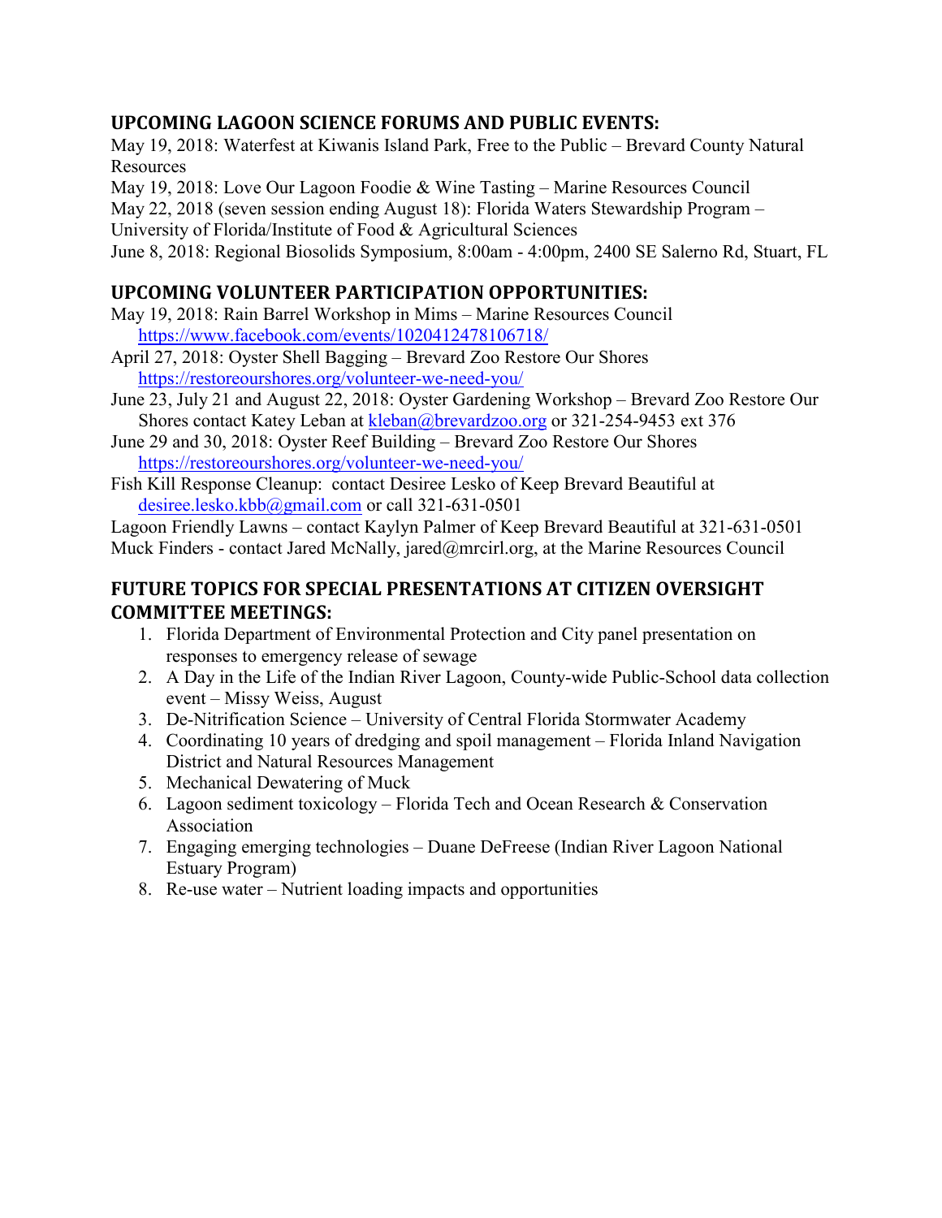## UPCOMING LAGOON SCIENCE FORUMS AND PUBLIC EVENTS:

May 19, 2018: Waterfest at Kiwanis Island Park, Free to the Public – Brevard County Natural Resources

May 19, 2018: Love Our Lagoon Foodie & Wine Tasting – Marine Resources Council

May 22, 2018 (seven session ending August 18): Florida Waters Stewardship Program – University of Florida/Institute of Food & Agricultural Sciences

June 8, 2018: Regional Biosolids Symposium, 8:00am - 4:00pm, 2400 SE Salerno Rd, Stuart, FL

## UPCOMING VOLUNTEER PARTICIPATION OPPORTUNITIES:

May 19, 2018: Rain Barrel Workshop in Mims – Marine Resources Council https://www.facebook.com/events/1020412478106718/

April 27, 2018: Oyster Shell Bagging – Brevard Zoo Restore Our Shores https://restoreourshores.org/volunteer-we-need-you/

June 23, July 21 and August 22, 2018: Oyster Gardening Workshop – Brevard Zoo Restore Our Shores contact Katey Leban at kleban@brevardzoo.org or 321-254-9453 ext 376

June 29 and 30, 2018: Oyster Reef Building – Brevard Zoo Restore Our Shores https://restoreourshores.org/volunteer-we-need-you/

Fish Kill Response Cleanup: contact Desiree Lesko of Keep Brevard Beautiful at desiree.lesko.kbb@gmail.com or call 321-631-0501

Lagoon Friendly Lawns – contact Kaylyn Palmer of Keep Brevard Beautiful at 321-631-0501

Muck Finders - contact Jared McNally, jared@mrcirl.org, at the Marine Resources Council

## FUTURE TOPICS FOR SPECIAL PRESENTATIONS AT CITIZEN OVERSIGHT COMMITTEE MEETINGS:

1. Florida Department of Environmental Protection and City panel presentation on responses to emergency release of sewage
2. A Day in the Life of the Indian River Lagoon, County-wide Public-School data collection event – Missy Weiss, August
3. De-Nitrification Science – University of Central Florida Stormwater Academy
4. Coordinating 10 years of dredging and spoil management – Florida Inland Navigation District and Natural Resources Management
5. Mechanical Dewatering of Muck
6. Lagoon sediment toxicology – Florida Tech and Ocean Research & Conservation Association
7. Engaging emerging technologies – Duane DeFreese (Indian River Lagoon National Estuary Program)
8. Re-use water – Nutrient loading impacts and opportunities